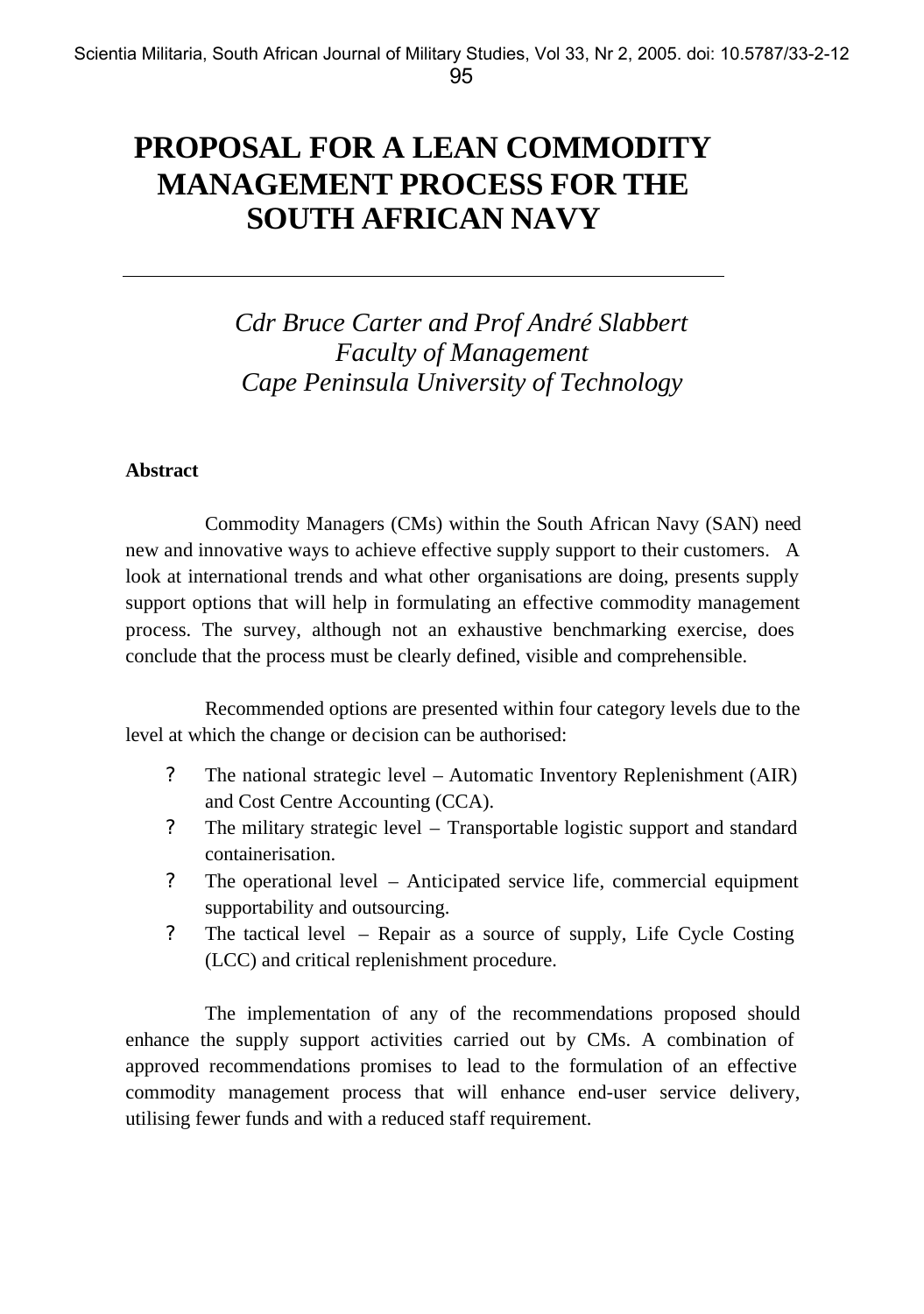# PROPOSAL FOR A LEAN COMMODITY MANAGEMENT PROCESS FOR THE SOUTH AFRICAN NAVY

---

*Cdr Bruce Carter and Prof André Slabbert*
*Faculty of Management*
*Cape Peninsula University of Technology*

**Abstract**

Commodity Managers (CMs) within the South African Navy (SAN) need new and innovative ways to achieve effective supply support to their customers. A look at international trends and what other organisations are doing, presents supply support options that will help in formulating an effective commodity management process. The survey, although not an exhaustive benchmarking exercise, does conclude that the process must be clearly defined, visible and comprehensible.

Recommended options are presented within four category levels due to the level at which the change or decision can be authorised:

- The national strategic level – Automatic Inventory Replenishment (AIR) and Cost Centre Accounting (CCA).
- The military strategic level – Transportable logistic support and standard containerisation.
- The operational level – Anticipated service life, commercial equipment supportability and outsourcing.
- The tactical level – Repair as a source of supply, Life Cycle Costing (LCC) and critical replenishment procedure.

The implementation of any of the recommendations proposed should enhance the supply support activities carried out by CMs. A combination of approved recommendations promises to lead to the formulation of an effective commodity management process that will enhance end-user service delivery, utilising fewer funds and with a reduced staff requirement.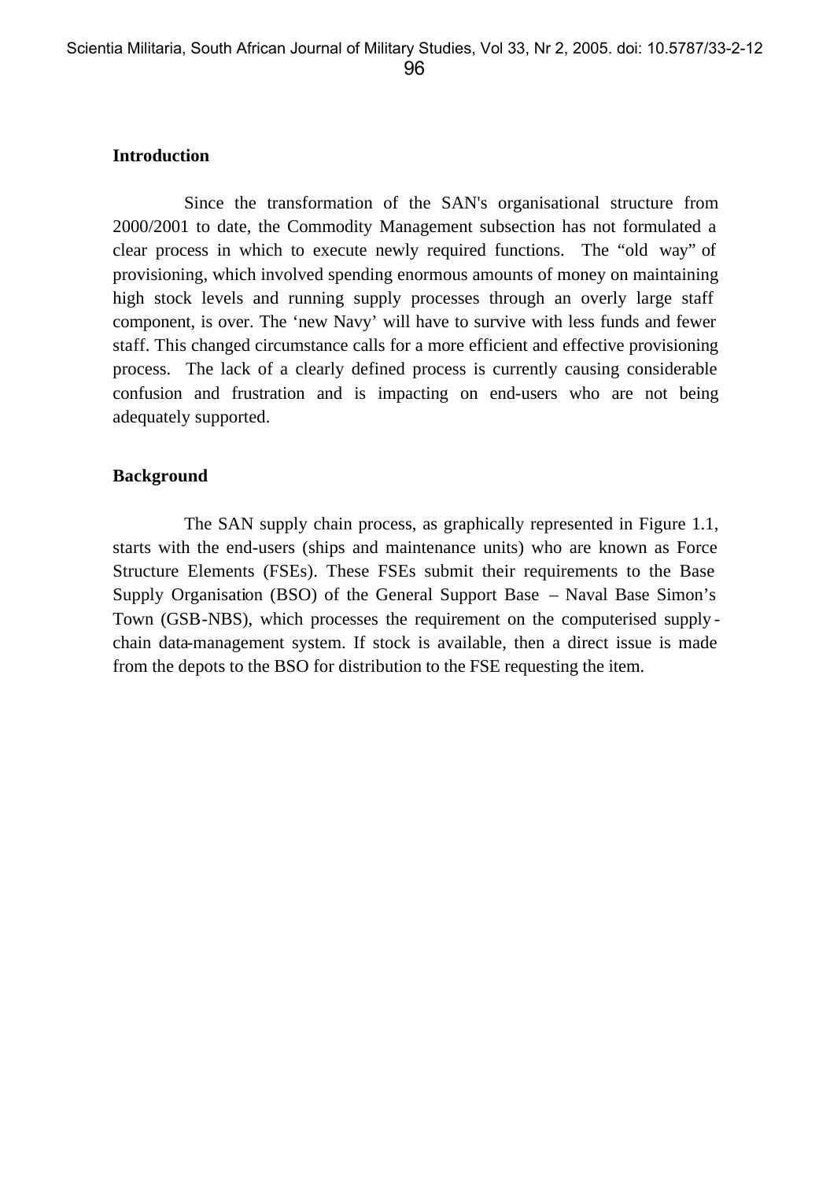## Introduction

Since the transformation of the SAN's organisational structure from 2000/2001 to date, the Commodity Management subsection has not formulated a clear process in which to execute newly required functions. The "old way" of provisioning, which involved spending enormous amounts of money on maintaining high stock levels and running supply processes through an overly large staff component, is over. The 'new Navy' will have to survive with less funds and fewer staff. This changed circumstance calls for a more efficient and effective provisioning process. The lack of a clearly defined process is currently causing considerable confusion and frustration and is impacting on end-users who are not being adequately supported.

## Background

The SAN supply chain process, as graphically represented in Figure 1.1, starts with the end-users (ships and maintenance units) who are known as Force Structure Elements (FSEs). These FSEs submit their requirements to the Base Supply Organisation (BSO) of the General Support Base – Naval Base Simon's Town (GSB-NBS), which processes the requirement on the computerised supply-chain data-management system. If stock is available, then a direct issue is made from the depots to the BSO for distribution to the FSE requesting the item.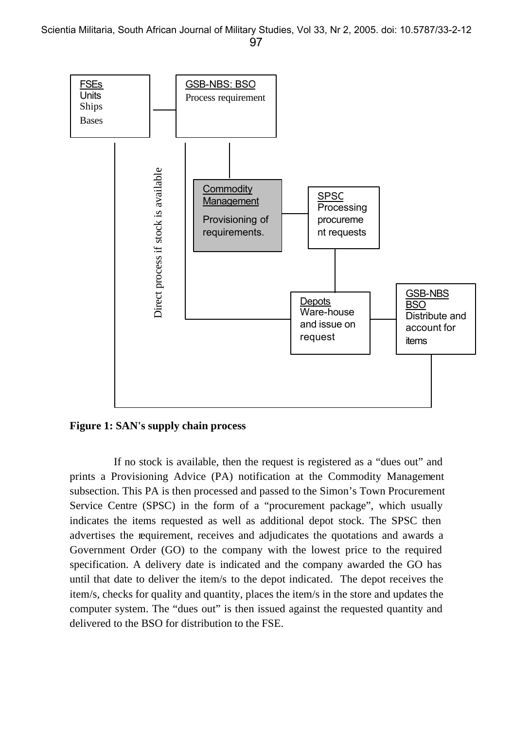FSEs
Units
Ships
Bases

GSB-NBS: BSO
Process requirement

Direct process if stock is available

Commodity Management
Provisioning of requirements.

SPSC
Processing procurement requests

Depots
Ware-house and issue on request

GSB-NBS BSO
Distribute and account for items

**Figure 1: SAN's supply chain process**

If no stock is available, then the request is registered as a "dues out" and prints a Provisioning Advice (PA) notification at the Commodity Management subsection. This PA is then processed and passed to the Simon's Town Procurement Service Centre (SPSC) in the form of a "procurement package", which usually indicates the items requested as well as additional depot stock. The SPSC then advertises the requirement, receives and adjudicates the quotations and awards a Government Order (GO) to the company with the lowest price to the required specification. A delivery date is indicated and the company awarded the GO has until that date to deliver the item/s to the depot indicated. The depot receives the item/s, checks for quality and quantity, places the item/s in the store and updates the computer system. The "dues out" is then issued against the requested quantity and delivered to the BSO for distribution to the FSE.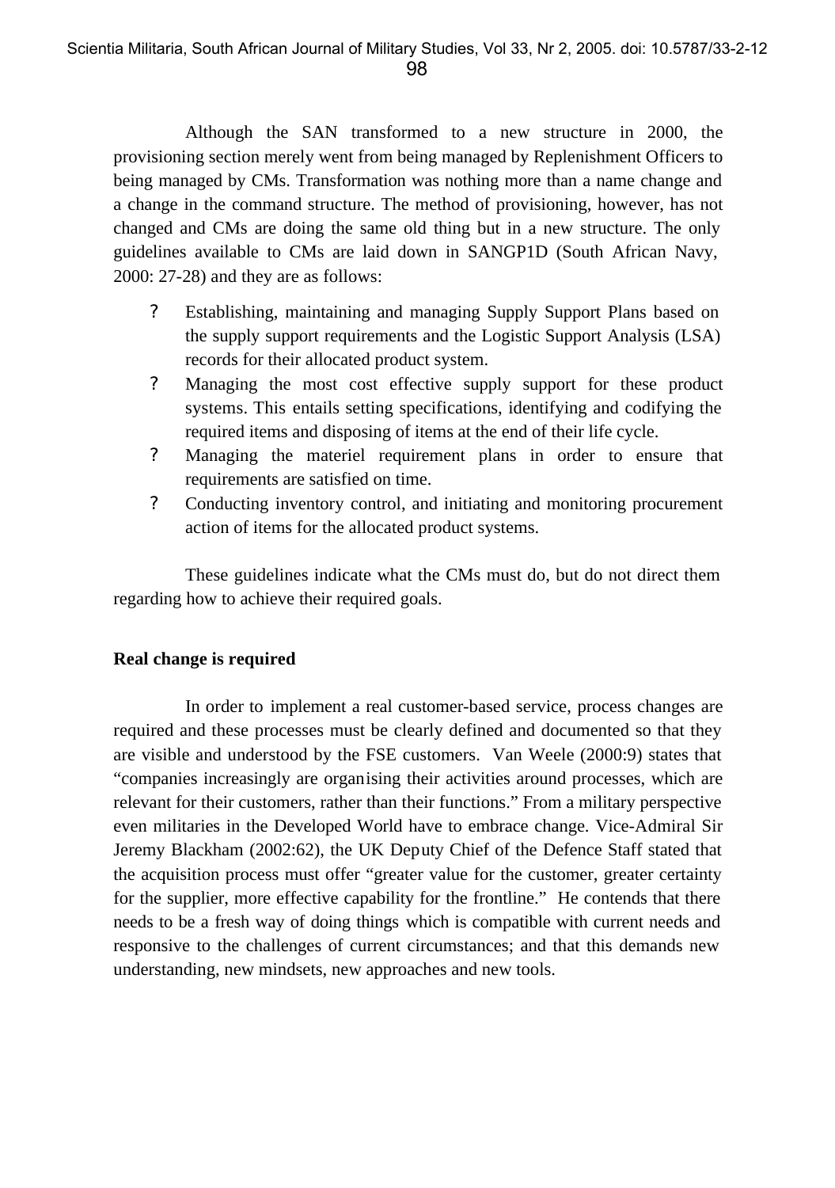Although the SAN transformed to a new structure in 2000, the provisioning section merely went from being managed by Replenishment Officers to being managed by CMs. Transformation was nothing more than a name change and a change in the command structure. The method of provisioning, however, has not changed and CMs are doing the same old thing but in a new structure. The only guidelines available to CMs are laid down in SANGP1D (South African Navy, 2000: 27-28) and they are as follows:

- Establishing, maintaining and managing Supply Support Plans based on the supply support requirements and the Logistic Support Analysis (LSA) records for their allocated product system.
- Managing the most cost effective supply support for these product systems. This entails setting specifications, identifying and codifying the required items and disposing of items at the end of their life cycle.
- Managing the materiel requirement plans in order to ensure that requirements are satisfied on time.
- Conducting inventory control, and initiating and monitoring procurement action of items for the allocated product systems.

These guidelines indicate what the CMs must do, but do not direct them regarding how to achieve their required goals.

**Real change is required**

In order to implement a real customer-based service, process changes are required and these processes must be clearly defined and documented so that they are visible and understood by the FSE customers. Van Weele (2000:9) states that "companies increasingly are organising their activities around processes, which are relevant for their customers, rather than their functions." From a military perspective even militaries in the Developed World have to embrace change. Vice-Admiral Sir Jeremy Blackham (2002:62), the UK Deputy Chief of the Defence Staff stated that the acquisition process must offer "greater value for the customer, greater certainty for the supplier, more effective capability for the frontline." He contends that there needs to be a fresh way of doing things which is compatible with current needs and responsive to the challenges of current circumstances; and that this demands new understanding, new mindsets, new approaches and new tools.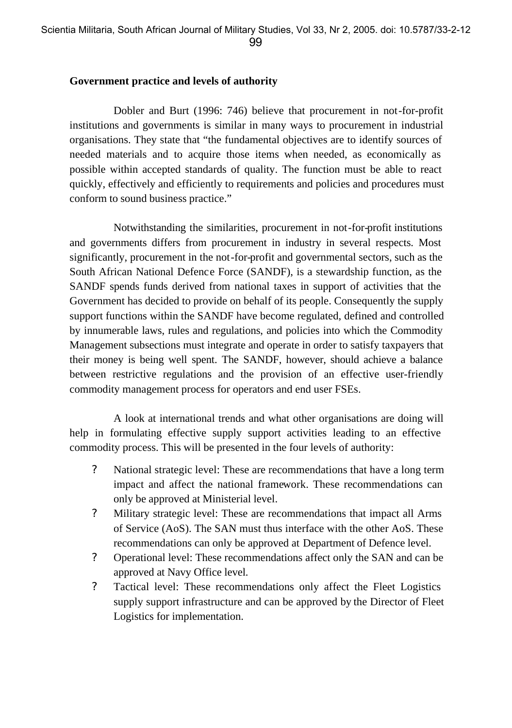**Government practice and levels of authority**

Dobler and Burt (1996: 746) believe that procurement in not-for-profit institutions and governments is similar in many ways to procurement in industrial organisations. They state that "the fundamental objectives are to identify sources of needed materials and to acquire those items when needed, as economically as possible within accepted standards of quality. The function must be able to react quickly, effectively and efficiently to requirements and policies and procedures must conform to sound business practice."

Notwithstanding the similarities, procurement in not-for-profit institutions and governments differs from procurement in industry in several respects. Most significantly, procurement in the not-for-profit and governmental sectors, such as the South African National Defence Force (SANDF), is a stewardship function, as the SANDF spends funds derived from national taxes in support of activities that the Government has decided to provide on behalf of its people. Consequently the supply support functions within the SANDF have become regulated, defined and controlled by innumerable laws, rules and regulations, and policies into which the Commodity Management subsections must integrate and operate in order to satisfy taxpayers that their money is being well spent. The SANDF, however, should achieve a balance between restrictive regulations and the provision of an effective user-friendly commodity management process for operators and end user FSEs.

A look at international trends and what other organisations are doing will help in formulating effective supply support activities leading to an effective commodity process. This will be presented in the four levels of authority:

- National strategic level: These are recommendations that have a long term impact and affect the national framework. These recommendations can only be approved at Ministerial level.
- Military strategic level: These are recommendations that impact all Arms of Service (AoS). The SAN must thus interface with the other AoS. These recommendations can only be approved at Department of Defence level.
- Operational level: These recommendations affect only the SAN and can be approved at Navy Office level.
- Tactical level: These recommendations only affect the Fleet Logistics supply support infrastructure and can be approved by the Director of Fleet Logistics for implementation.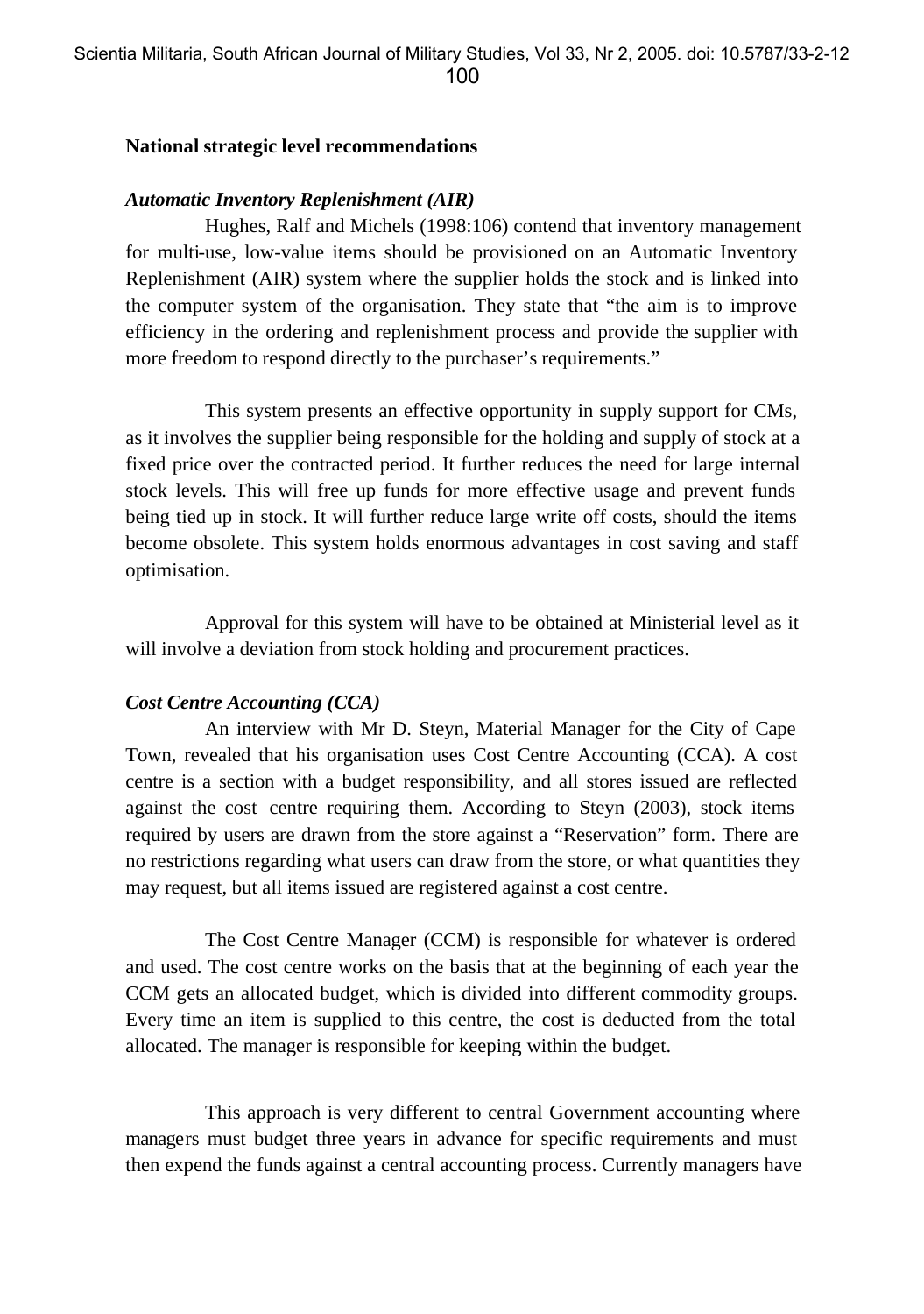**National strategic level recommendations**

***Automatic Inventory Replenishment (AIR)***

Hughes, Ralf and Michels (1998:106) contend that inventory management for multi-use, low-value items should be provisioned on an Automatic Inventory Replenishment (AIR) system where the supplier holds the stock and is linked into the computer system of the organisation. They state that "the aim is to improve efficiency in the ordering and replenishment process and provide the supplier with more freedom to respond directly to the purchaser's requirements."

This system presents an effective opportunity in supply support for CMs, as it involves the supplier being responsible for the holding and supply of stock at a fixed price over the contracted period. It further reduces the need for large internal stock levels. This will free up funds for more effective usage and prevent funds being tied up in stock. It will further reduce large write off costs, should the items become obsolete. This system holds enormous advantages in cost saving and staff optimisation.

Approval for this system will have to be obtained at Ministerial level as it will involve a deviation from stock holding and procurement practices.

***Cost Centre Accounting (CCA)***

An interview with Mr D. Steyn, Material Manager for the City of Cape Town, revealed that his organisation uses Cost Centre Accounting (CCA). A cost centre is a section with a budget responsibility, and all stores issued are reflected against the cost centre requiring them. According to Steyn (2003), stock items required by users are drawn from the store against a "Reservation" form. There are no restrictions regarding what users can draw from the store, or what quantities they may request, but all items issued are registered against a cost centre.

The Cost Centre Manager (CCM) is responsible for whatever is ordered and used. The cost centre works on the basis that at the beginning of each year the CCM gets an allocated budget, which is divided into different commodity groups. Every time an item is supplied to this centre, the cost is deducted from the total allocated. The manager is responsible for keeping within the budget.

This approach is very different to central Government accounting where managers must budget three years in advance for specific requirements and must then expend the funds against a central accounting process. Currently managers have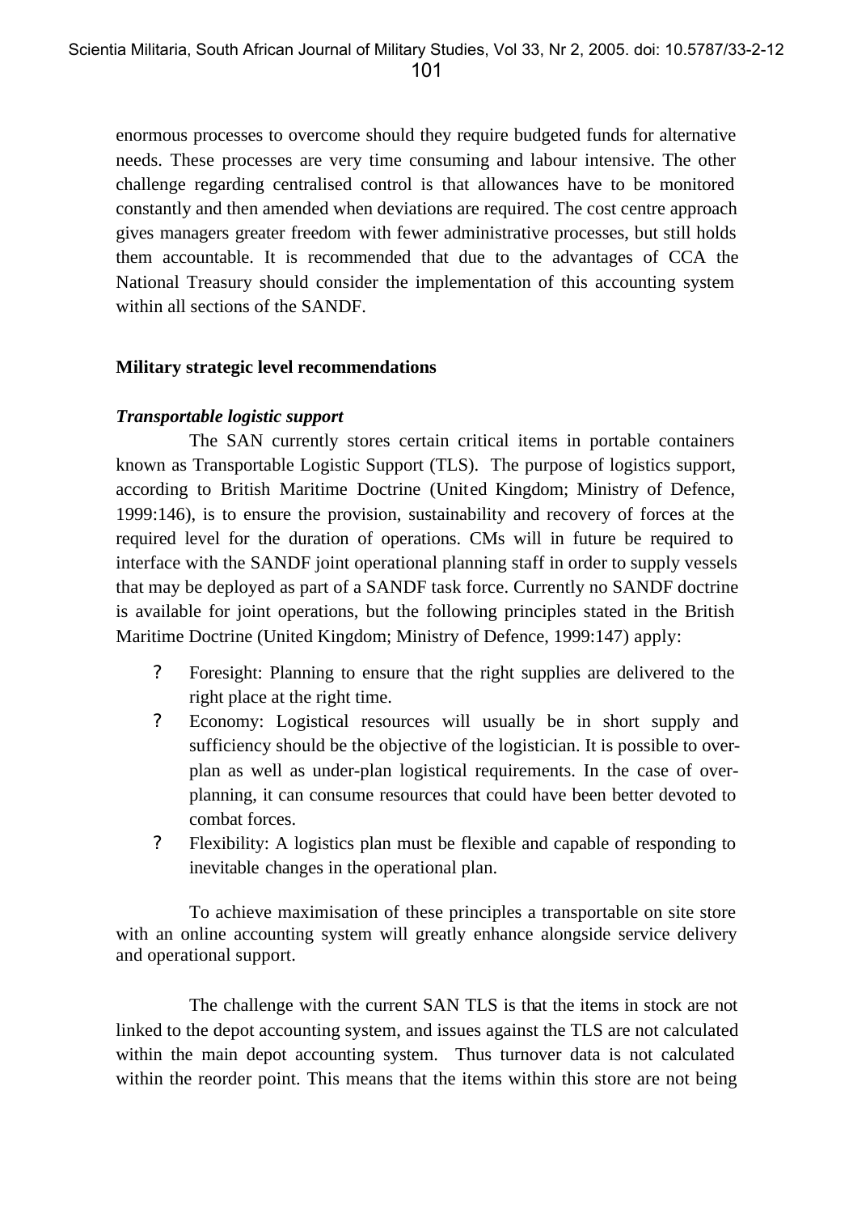enormous processes to overcome should they require budgeted funds for alternative needs. These processes are very time consuming and labour intensive. The other challenge regarding centralised control is that allowances have to be monitored constantly and then amended when deviations are required. The cost centre approach gives managers greater freedom with fewer administrative processes, but still holds them accountable. It is recommended that due to the advantages of CCA the National Treasury should consider the implementation of this accounting system within all sections of the SANDF.

## Military strategic level recommendations

### *Transportable logistic support*

The SAN currently stores certain critical items in portable containers known as Transportable Logistic Support (TLS). The purpose of logistics support, according to British Maritime Doctrine (United Kingdom; Ministry of Defence, 1999:146), is to ensure the provision, sustainability and recovery of forces at the required level for the duration of operations. CMs will in future be required to interface with the SANDF joint operational planning staff in order to supply vessels that may be deployed as part of a SANDF task force. Currently no SANDF doctrine is available for joint operations, but the following principles stated in the British Maritime Doctrine (United Kingdom; Ministry of Defence, 1999:147) apply:

- Foresight: Planning to ensure that the right supplies are delivered to the right place at the right time.
- Economy: Logistical resources will usually be in short supply and sufficiency should be the objective of the logistician. It is possible to over-plan as well as under-plan logistical requirements. In the case of over-planning, it can consume resources that could have been better devoted to combat forces.
- Flexibility: A logistics plan must be flexible and capable of responding to inevitable changes in the operational plan.

To achieve maximisation of these principles a transportable on site store with an online accounting system will greatly enhance alongside service delivery and operational support.

The challenge with the current SAN TLS is that the items in stock are not linked to the depot accounting system, and issues against the TLS are not calculated within the main depot accounting system. Thus turnover data is not calculated within the reorder point. This means that the items within this store are not being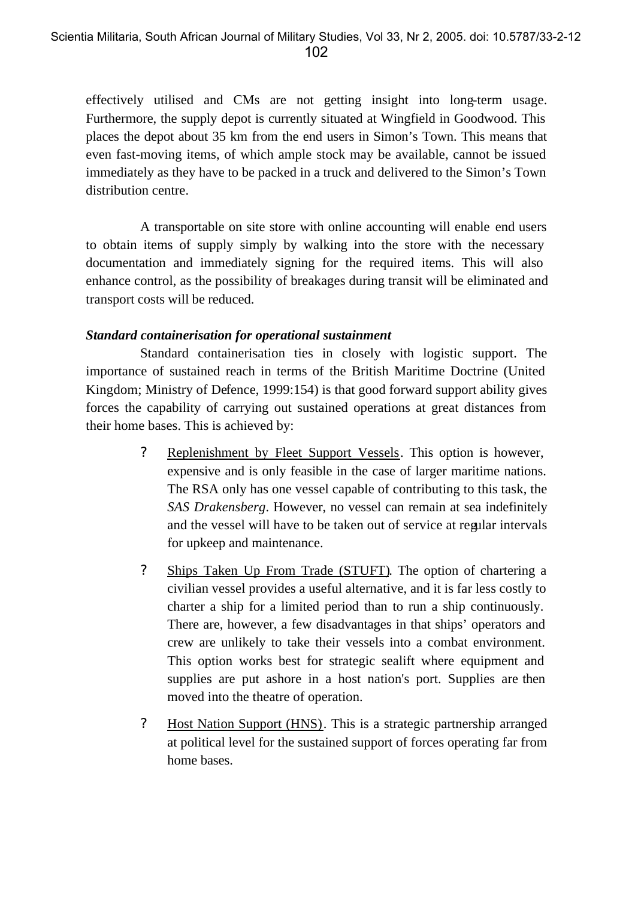effectively utilised and CMs are not getting insight into long-term usage. Furthermore, the supply depot is currently situated at Wingfield in Goodwood. This places the depot about 35 km from the end users in Simon's Town. This means that even fast-moving items, of which ample stock may be available, cannot be issued immediately as they have to be packed in a truck and delivered to the Simon's Town distribution centre.

A transportable on site store with online accounting will enable end users to obtain items of supply simply by walking into the store with the necessary documentation and immediately signing for the required items. This will also enhance control, as the possibility of breakages during transit will be eliminated and transport costs will be reduced.

***Standard containerisation for operational sustainment***

Standard containerisation ties in closely with logistic support. The importance of sustained reach in terms of the British Maritime Doctrine (United Kingdom; Ministry of Defence, 1999:154) is that good forward support ability gives forces the capability of carrying out sustained operations at great distances from their home bases. This is achieved by:

- Replenishment by Fleet Support Vessels. This option is however, expensive and is only feasible in the case of larger maritime nations. The RSA only has one vessel capable of contributing to this task, the *SAS Drakensberg*. However, no vessel can remain at sea indefinitely and the vessel will have to be taken out of service at regular intervals for upkeep and maintenance.
- Ships Taken Up From Trade (STUFT). The option of chartering a civilian vessel provides a useful alternative, and it is far less costly to charter a ship for a limited period than to run a ship continuously. There are, however, a few disadvantages in that ships' operators and crew are unlikely to take their vessels into a combat environment. This option works best for strategic sealift where equipment and supplies are put ashore in a host nation's port. Supplies are then moved into the theatre of operation.
- Host Nation Support (HNS). This is a strategic partnership arranged at political level for the sustained support of forces operating far from home bases.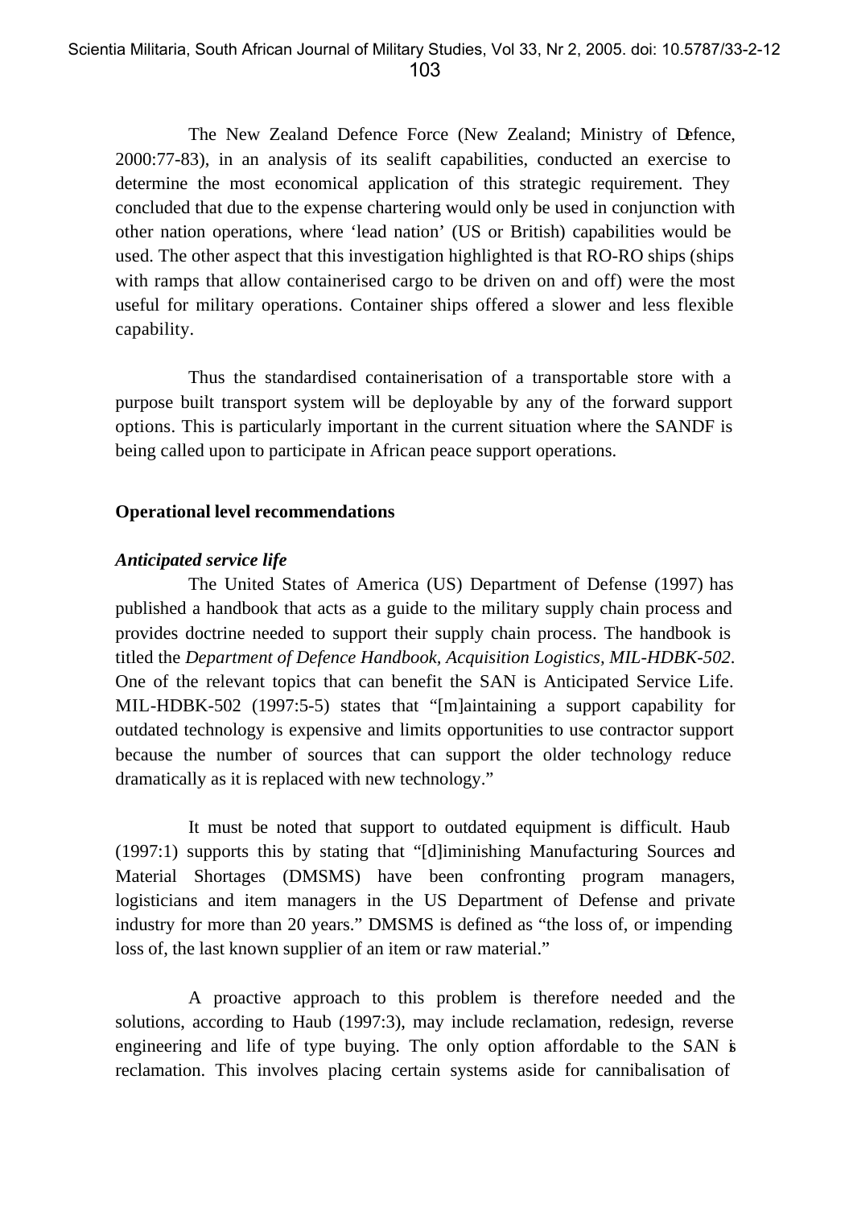The New Zealand Defence Force (New Zealand; Ministry of Defence, 2000:77-83), in an analysis of its sealift capabilities, conducted an exercise to determine the most economical application of this strategic requirement. They concluded that due to the expense chartering would only be used in conjunction with other nation operations, where 'lead nation' (US or British) capabilities would be used. The other aspect that this investigation highlighted is that RO-RO ships (ships with ramps that allow containerised cargo to be driven on and off) were the most useful for military operations. Container ships offered a slower and less flexible capability.

Thus the standardised containerisation of a transportable store with a purpose built transport system will be deployable by any of the forward support options. This is particularly important in the current situation where the SANDF is being called upon to participate in African peace support operations.

**Operational level recommendations**

***Anticipated service life***

The United States of America (US) Department of Defense (1997) has published a handbook that acts as a guide to the military supply chain process and provides doctrine needed to support their supply chain process. The handbook is titled the *Department of Defence Handbook, Acquisition Logistics, MIL-HDBK-502*. One of the relevant topics that can benefit the SAN is Anticipated Service Life. MIL-HDBK-502 (1997:5-5) states that "[m]aintaining a support capability for outdated technology is expensive and limits opportunities to use contractor support because the number of sources that can support the older technology reduce dramatically as it is replaced with new technology."

It must be noted that support to outdated equipment is difficult. Haub (1997:1) supports this by stating that "[d]iminishing Manufacturing Sources and Material Shortages (DMSMS) have been confronting program managers, logisticians and item managers in the US Department of Defense and private industry for more than 20 years." DMSMS is defined as "the loss of, or impending loss of, the last known supplier of an item or raw material."

A proactive approach to this problem is therefore needed and the solutions, according to Haub (1997:3), may include reclamation, redesign, reverse engineering and life of type buying. The only option affordable to the SAN is reclamation. This involves placing certain systems aside for cannibalisation of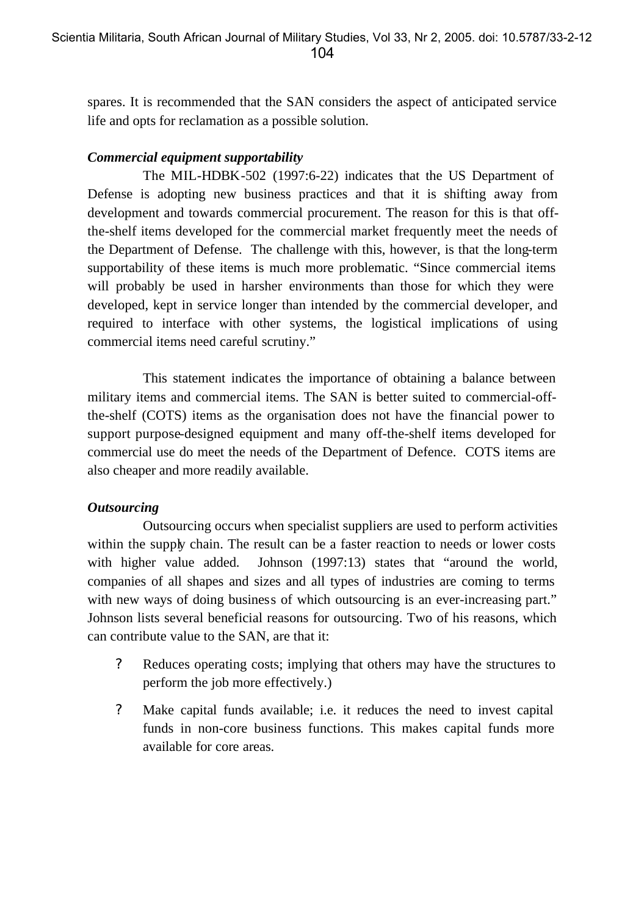spares. It is recommended that the SAN considers the aspect of anticipated service life and opts for reclamation as a possible solution.

***Commercial equipment supportability***

The MIL-HDBK-502 (1997:6-22) indicates that the US Department of Defense is adopting new business practices and that it is shifting away from development and towards commercial procurement. The reason for this is that off-the-shelf items developed for the commercial market frequently meet the needs of the Department of Defense. The challenge with this, however, is that the long-term supportability of these items is much more problematic. "Since commercial items will probably be used in harsher environments than those for which they were developed, kept in service longer than intended by the commercial developer, and required to interface with other systems, the logistical implications of using commercial items need careful scrutiny."

This statement indicates the importance of obtaining a balance between military items and commercial items. The SAN is better suited to commercial-off-the-shelf (COTS) items as the organisation does not have the financial power to support purpose-designed equipment and many off-the-shelf items developed for commercial use do meet the needs of the Department of Defence. COTS items are also cheaper and more readily available.

***Outsourcing***

Outsourcing occurs when specialist suppliers are used to perform activities within the supply chain. The result can be a faster reaction to needs or lower costs with higher value added. Johnson (1997:13) states that "around the world, companies of all shapes and sizes and all types of industries are coming to terms with new ways of doing business of which outsourcing is an ever-increasing part." Johnson lists several beneficial reasons for outsourcing. Two of his reasons, which can contribute value to the SAN, are that it:

- Reduces operating costs; implying that others may have the structures to perform the job more effectively.)
- Make capital funds available; i.e. it reduces the need to invest capital funds in non-core business functions. This makes capital funds more available for core areas.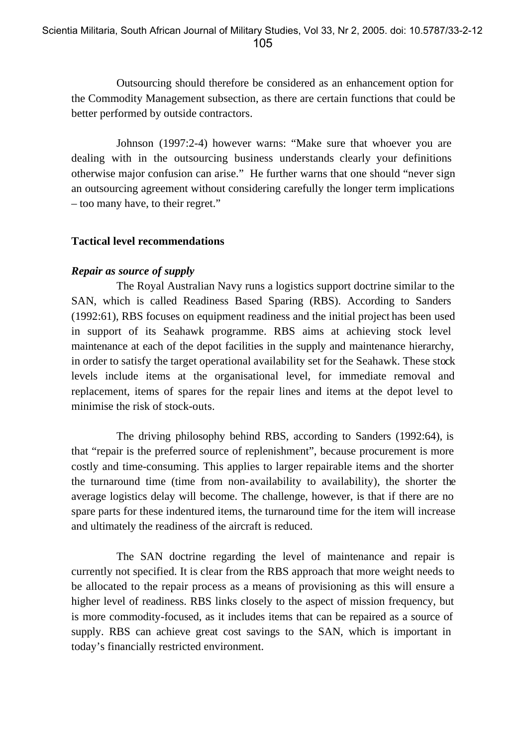Outsourcing should therefore be considered as an enhancement option for the Commodity Management subsection, as there are certain functions that could be better performed by outside contractors.

Johnson (1997:2-4) however warns: "Make sure that whoever you are dealing with in the outsourcing business understands clearly your definitions otherwise major confusion can arise." He further warns that one should "never sign an outsourcing agreement without considering carefully the longer term implications – too many have, to their regret."

**Tactical level recommendations**

***Repair as source of supply***

The Royal Australian Navy runs a logistics support doctrine similar to the SAN, which is called Readiness Based Sparing (RBS). According to Sanders (1992:61), RBS focuses on equipment readiness and the initial project has been used in support of its Seahawk programme. RBS aims at achieving stock level maintenance at each of the depot facilities in the supply and maintenance hierarchy, in order to satisfy the target operational availability set for the Seahawk. These stock levels include items at the organisational level, for immediate removal and replacement, items of spares for the repair lines and items at the depot level to minimise the risk of stock-outs.

The driving philosophy behind RBS, according to Sanders (1992:64), is that "repair is the preferred source of replenishment", because procurement is more costly and time-consuming. This applies to larger repairable items and the shorter the turnaround time (time from non-availability to availability), the shorter the average logistics delay will become. The challenge, however, is that if there are no spare parts for these indentured items, the turnaround time for the item will increase and ultimately the readiness of the aircraft is reduced.

The SAN doctrine regarding the level of maintenance and repair is currently not specified. It is clear from the RBS approach that more weight needs to be allocated to the repair process as a means of provisioning as this will ensure a higher level of readiness. RBS links closely to the aspect of mission frequency, but is more commodity-focused, as it includes items that can be repaired as a source of supply. RBS can achieve great cost savings to the SAN, which is important in today's financially restricted environment.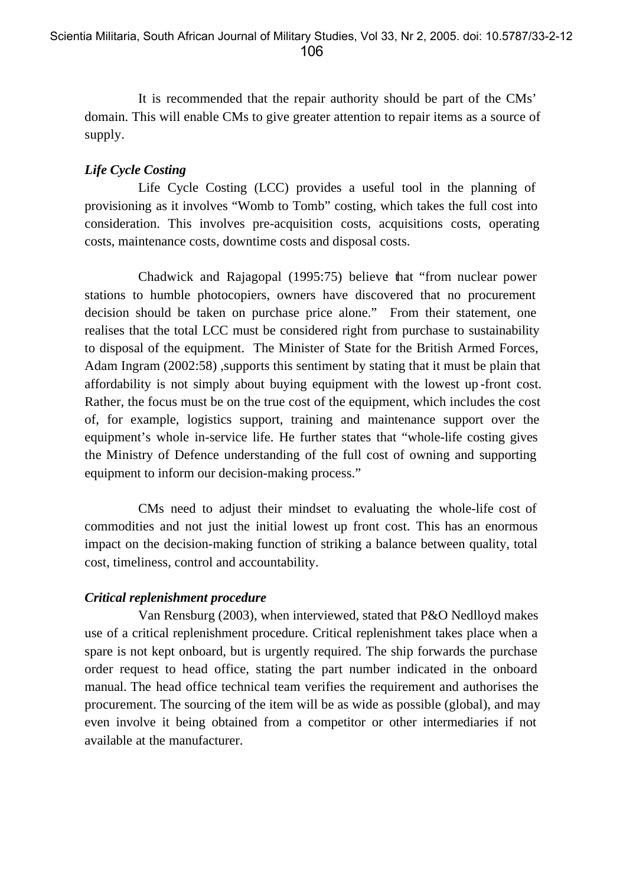It is recommended that the repair authority should be part of the CMs' domain. This will enable CMs to give greater attention to repair items as a source of supply.

***Life Cycle Costing***

Life Cycle Costing (LCC) provides a useful tool in the planning of provisioning as it involves "Womb to Tomb" costing, which takes the full cost into consideration. This involves pre-acquisition costs, acquisitions costs, operating costs, maintenance costs, downtime costs and disposal costs.

Chadwick and Rajagopal (1995:75) believe that "from nuclear power stations to humble photocopiers, owners have discovered that no procurement decision should be taken on purchase price alone." From their statement, one realises that the total LCC must be considered right from purchase to sustainability to disposal of the equipment. The Minister of State for the British Armed Forces, Adam Ingram (2002:58) ,supports this sentiment by stating that it must be plain that affordability is not simply about buying equipment with the lowest up-front cost. Rather, the focus must be on the true cost of the equipment, which includes the cost of, for example, logistics support, training and maintenance support over the equipment's whole in-service life. He further states that "whole-life costing gives the Ministry of Defence understanding of the full cost of owning and supporting equipment to inform our decision-making process."

CMs need to adjust their mindset to evaluating the whole-life cost of commodities and not just the initial lowest up front cost. This has an enormous impact on the decision-making function of striking a balance between quality, total cost, timeliness, control and accountability.

***Critical replenishment procedure***

Van Rensburg (2003), when interviewed, stated that P&O Nedlloyd makes use of a critical replenishment procedure. Critical replenishment takes place when a spare is not kept onboard, but is urgently required. The ship forwards the purchase order request to head office, stating the part number indicated in the onboard manual. The head office technical team verifies the requirement and authorises the procurement. The sourcing of the item will be as wide as possible (global), and may even involve it being obtained from a competitor or other intermediaries if not available at the manufacturer.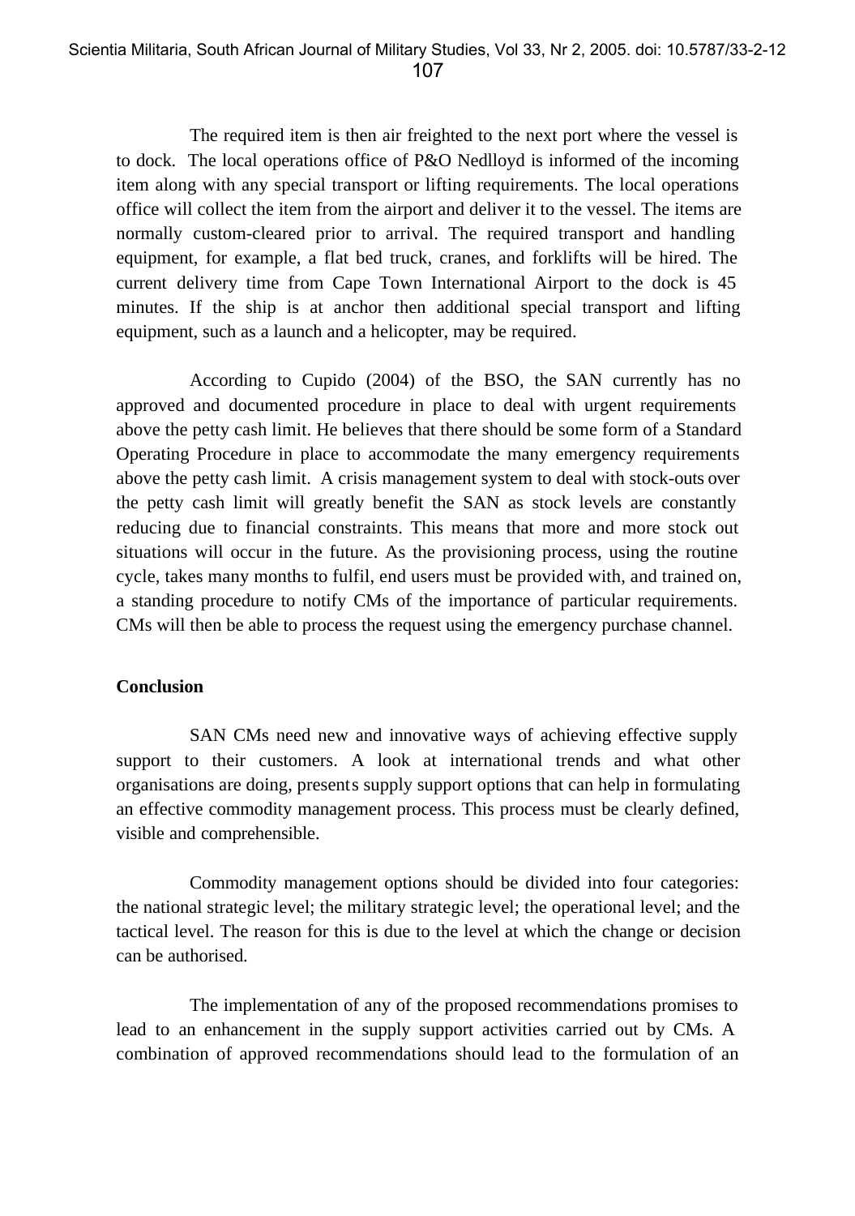The required item is then air freighted to the next port where the vessel is to dock. The local operations office of P&O Nedlloyd is informed of the incoming item along with any special transport or lifting requirements. The local operations office will collect the item from the airport and deliver it to the vessel. The items are normally custom-cleared prior to arrival. The required transport and handling equipment, for example, a flat bed truck, cranes, and forklifts will be hired. The current delivery time from Cape Town International Airport to the dock is 45 minutes. If the ship is at anchor then additional special transport and lifting equipment, such as a launch and a helicopter, may be required.

According to Cupido (2004) of the BSO, the SAN currently has no approved and documented procedure in place to deal with urgent requirements above the petty cash limit. He believes that there should be some form of a Standard Operating Procedure in place to accommodate the many emergency requirements above the petty cash limit. A crisis management system to deal with stock-outs over the petty cash limit will greatly benefit the SAN as stock levels are constantly reducing due to financial constraints. This means that more and more stock out situations will occur in the future. As the provisioning process, using the routine cycle, takes many months to fulfil, end users must be provided with, and trained on, a standing procedure to notify CMs of the importance of particular requirements. CMs will then be able to process the request using the emergency purchase channel.

**Conclusion**

SAN CMs need new and innovative ways of achieving effective supply support to their customers. A look at international trends and what other organisations are doing, presents supply support options that can help in formulating an effective commodity management process. This process must be clearly defined, visible and comprehensible.

Commodity management options should be divided into four categories: the national strategic level; the military strategic level; the operational level; and the tactical level. The reason for this is due to the level at which the change or decision can be authorised.

The implementation of any of the proposed recommendations promises to lead to an enhancement in the supply support activities carried out by CMs. A combination of approved recommendations should lead to the formulation of an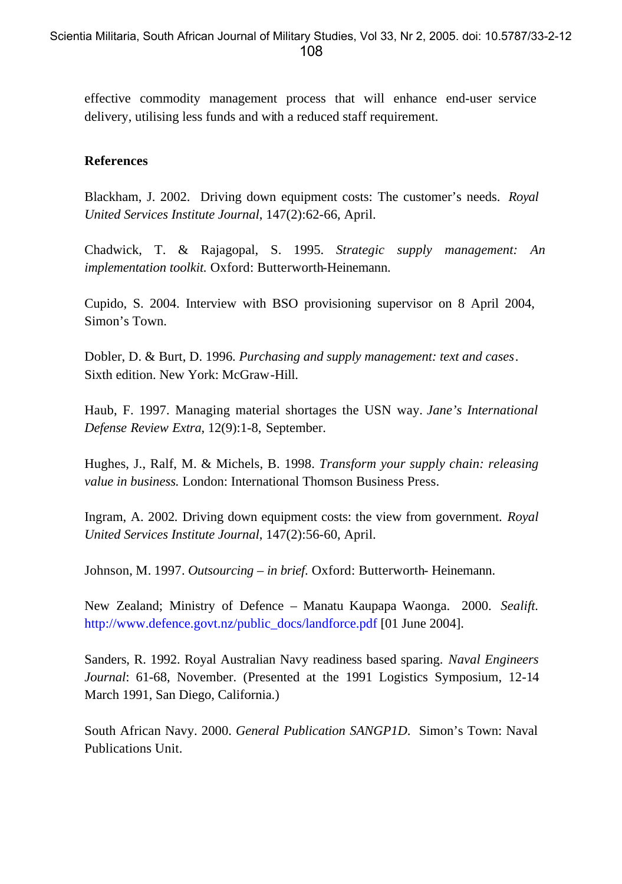effective commodity management process that will enhance end-user service delivery, utilising less funds and with a reduced staff requirement.

**References**

Blackham, J. 2002. Driving down equipment costs: The customer's needs. *Royal United Services Institute Journal*, 147(2):62-66, April.

Chadwick, T. & Rajagopal, S. 1995. *Strategic supply management: An implementation toolkit.* Oxford: Butterworth-Heinemann.

Cupido, S. 2004. Interview with BSO provisioning supervisor on 8 April 2004, Simon's Town.

Dobler, D. & Burt, D. 1996. *Purchasing and supply management: text and cases*. Sixth edition. New York: McGraw-Hill.

Haub, F. 1997. Managing material shortages the USN way. *Jane's International Defense Review Extra*, 12(9):1-8, September.

Hughes, J., Ralf, M. & Michels, B. 1998. *Transform your supply chain: releasing value in business.* London: International Thomson Business Press.

Ingram, A. 2002. Driving down equipment costs: the view from government. *Royal United Services Institute Journal*, 147(2):56-60, April.

Johnson, M. 1997. *Outsourcing – in brief.* Oxford: Butterworth- Heinemann.

New Zealand; Ministry of Defence – Manatu Kaupapa Waonga. 2000. *Sealift.* http://www.defence.govt.nz/public_docs/landforce.pdf [01 June 2004].

Sanders, R. 1992. Royal Australian Navy readiness based sparing. *Naval Engineers Journal*: 61-68, November. (Presented at the 1991 Logistics Symposium, 12-14 March 1991, San Diego, California.)

South African Navy. 2000. *General Publication SANGP1D.* Simon's Town: Naval Publications Unit.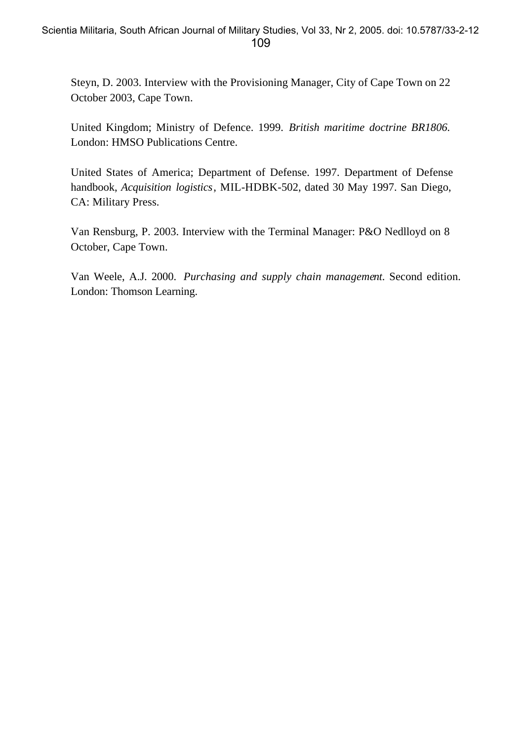Steyn, D. 2003. Interview with the Provisioning Manager, City of Cape Town on 22 October 2003, Cape Town.

United Kingdom; Ministry of Defence. 1999. *British maritime doctrine BR1806.* London: HMSO Publications Centre.

United States of America; Department of Defense. 1997. Department of Defense handbook, *Acquisition logistics*, MIL-HDBK-502, dated 30 May 1997. San Diego, CA: Military Press.

Van Rensburg, P. 2003. Interview with the Terminal Manager: P&O Nedlloyd on 8 October, Cape Town.

Van Weele, A.J. 2000. *Purchasing and supply chain management.* Second edition. London: Thomson Learning.